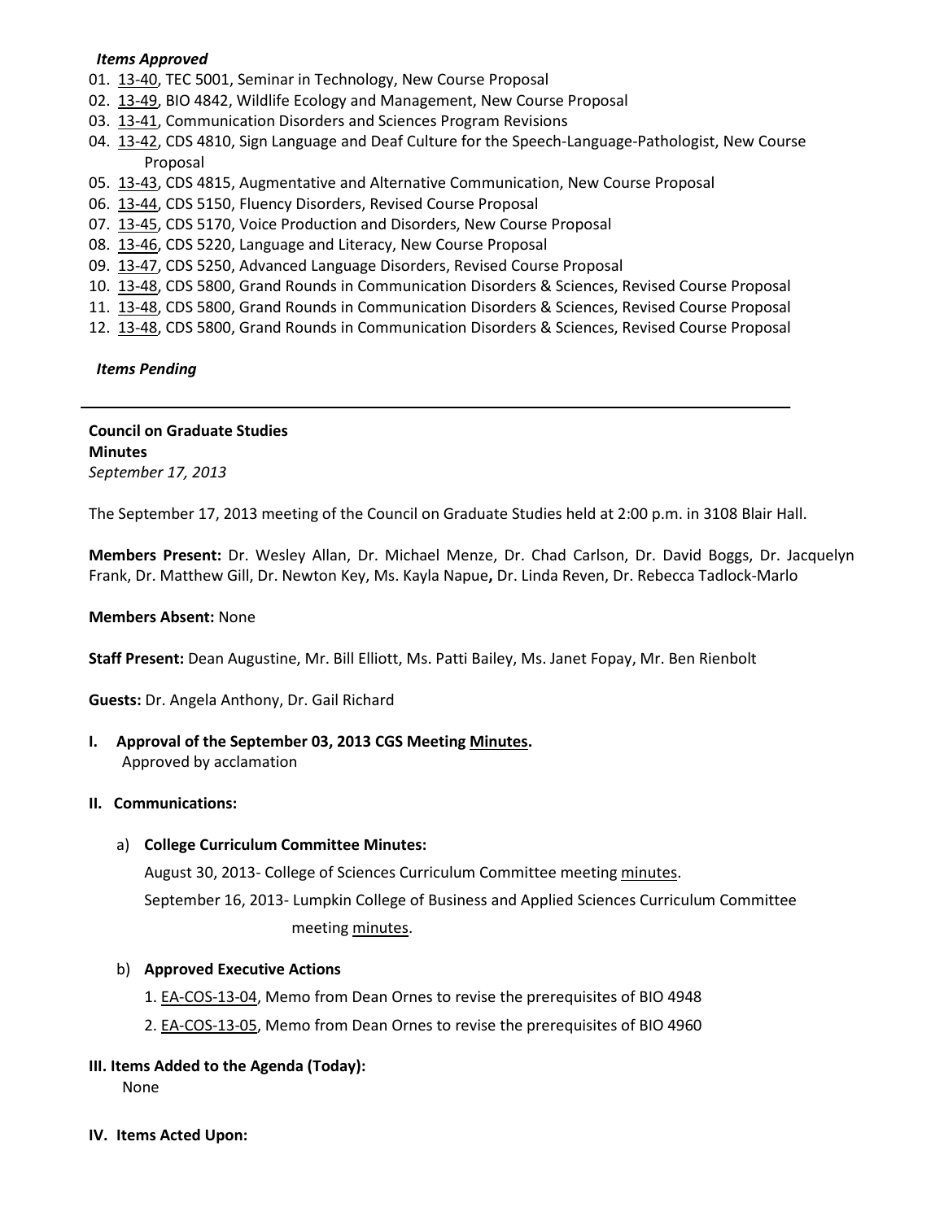***Items Approved***

01. 13-40, TEC 5001, Seminar in Technology, New Course Proposal
02. 13-49, BIO 4842, Wildlife Ecology and Management, New Course Proposal
03. 13-41, Communication Disorders and Sciences Program Revisions
04. 13-42, CDS 4810, Sign Language and Deaf Culture for the Speech-Language-Pathologist, New Course Proposal
05. 13-43, CDS 4815, Augmentative and Alternative Communication, New Course Proposal
06. 13-44, CDS 5150, Fluency Disorders, Revised Course Proposal
07. 13-45, CDS 5170, Voice Production and Disorders, New Course Proposal
08. 13-46, CDS 5220, Language and Literacy, New Course Proposal
09. 13-47, CDS 5250, Advanced Language Disorders, Revised Course Proposal
10. 13-48, CDS 5800, Grand Rounds in Communication Disorders & Sciences, Revised Course Proposal
11. 13-48, CDS 5800, Grand Rounds in Communication Disorders & Sciences, Revised Course Proposal
12. 13-48, CDS 5800, Grand Rounds in Communication Disorders & Sciences, Revised Course Proposal

***Items Pending***

---

**Council on Graduate Studies**
**Minutes**
*September 17, 2013*

The September 17, 2013 meeting of the Council on Graduate Studies held at 2:00 p.m. in 3108 Blair Hall.

**Members Present:** Dr. Wesley Allan, Dr. Michael Menze, Dr. Chad Carlson, Dr. David Boggs, Dr. Jacquelyn Frank, Dr. Matthew Gill, Dr. Newton Key, Ms. Kayla Napue**,** Dr. Linda Reven, Dr. Rebecca Tadlock-Marlo

**Members Absent:** None

**Staff Present:** Dean Augustine, Mr. Bill Elliott, Ms. Patti Bailey, Ms. Janet Fopay, Mr. Ben Rienbolt

**Guests:** Dr. Angela Anthony, Dr. Gail Richard

**I. Approval of the September 03, 2013 CGS Meeting Minutes.**
Approved by acclamation

**II. Communications:**

a) **College Curriculum Committee Minutes:**

August 30, 2013- College of Sciences Curriculum Committee meeting minutes.

September 16, 2013- Lumpkin College of Business and Applied Sciences Curriculum Committee meeting minutes.

b) **Approved Executive Actions**

1. EA-COS-13-04, Memo from Dean Ornes to revise the prerequisites of BIO 4948
2. EA-COS-13-05, Memo from Dean Ornes to revise the prerequisites of BIO 4960

**III. Items Added to the Agenda (Today):**
None

**IV. Items Acted Upon:**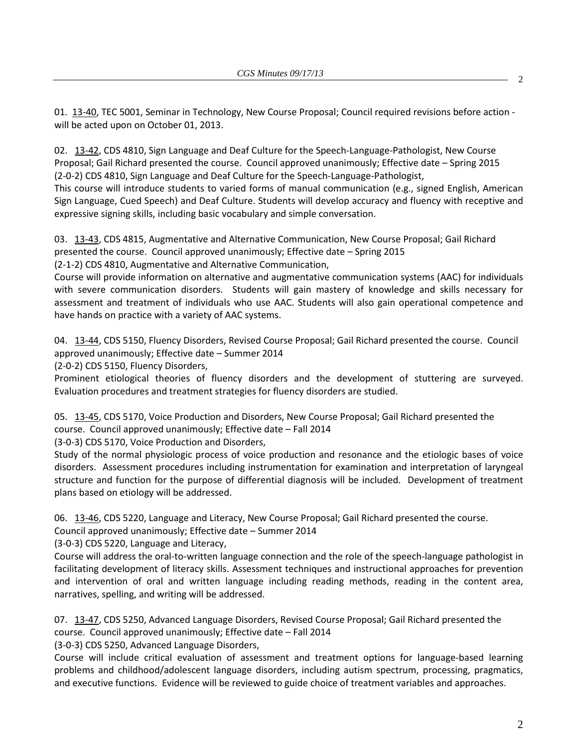01. 13-40, TEC 5001, Seminar in Technology, New Course Proposal; Council required revisions before action - will be acted upon on October 01, 2013.

02. 13-42, CDS 4810, Sign Language and Deaf Culture for the Speech-Language-Pathologist, New Course Proposal; Gail Richard presented the course. Council approved unanimously; Effective date – Spring 2015
(2-0-2) CDS 4810, Sign Language and Deaf Culture for the Speech-Language-Pathologist,
This course will introduce students to varied forms of manual communication (e.g., signed English, American Sign Language, Cued Speech) and Deaf Culture. Students will develop accuracy and fluency with receptive and expressive signing skills, including basic vocabulary and simple conversation.

03. 13-43, CDS 4815, Augmentative and Alternative Communication, New Course Proposal; Gail Richard presented the course. Council approved unanimously; Effective date – Spring 2015
(2-1-2) CDS 4810, Augmentative and Alternative Communication,
Course will provide information on alternative and augmentative communication systems (AAC) for individuals with severe communication disorders. Students will gain mastery of knowledge and skills necessary for assessment and treatment of individuals who use AAC. Students will also gain operational competence and have hands on practice with a variety of AAC systems.

04. 13-44, CDS 5150, Fluency Disorders, Revised Course Proposal; Gail Richard presented the course. Council approved unanimously; Effective date – Summer 2014
(2-0-2) CDS 5150, Fluency Disorders,
Prominent etiological theories of fluency disorders and the development of stuttering are surveyed. Evaluation procedures and treatment strategies for fluency disorders are studied.

05. 13-45, CDS 5170, Voice Production and Disorders, New Course Proposal; Gail Richard presented the course. Council approved unanimously; Effective date – Fall 2014
(3-0-3) CDS 5170, Voice Production and Disorders,
Study of the normal physiologic process of voice production and resonance and the etiologic bases of voice disorders. Assessment procedures including instrumentation for examination and interpretation of laryngeal structure and function for the purpose of differential diagnosis will be included. Development of treatment plans based on etiology will be addressed.

06. 13-46, CDS 5220, Language and Literacy, New Course Proposal; Gail Richard presented the course.
Council approved unanimously; Effective date – Summer 2014
(3-0-3) CDS 5220, Language and Literacy,
Course will address the oral-to-written language connection and the role of the speech-language pathologist in facilitating development of literacy skills. Assessment techniques and instructional approaches for prevention and intervention of oral and written language including reading methods, reading in the content area, narratives, spelling, and writing will be addressed.

07. 13-47, CDS 5250, Advanced Language Disorders, Revised Course Proposal; Gail Richard presented the course. Council approved unanimously; Effective date – Fall 2014
(3-0-3) CDS 5250, Advanced Language Disorders,
Course will include critical evaluation of assessment and treatment options for language-based learning problems and childhood/adolescent language disorders, including autism spectrum, processing, pragmatics, and executive functions. Evidence will be reviewed to guide choice of treatment variables and approaches.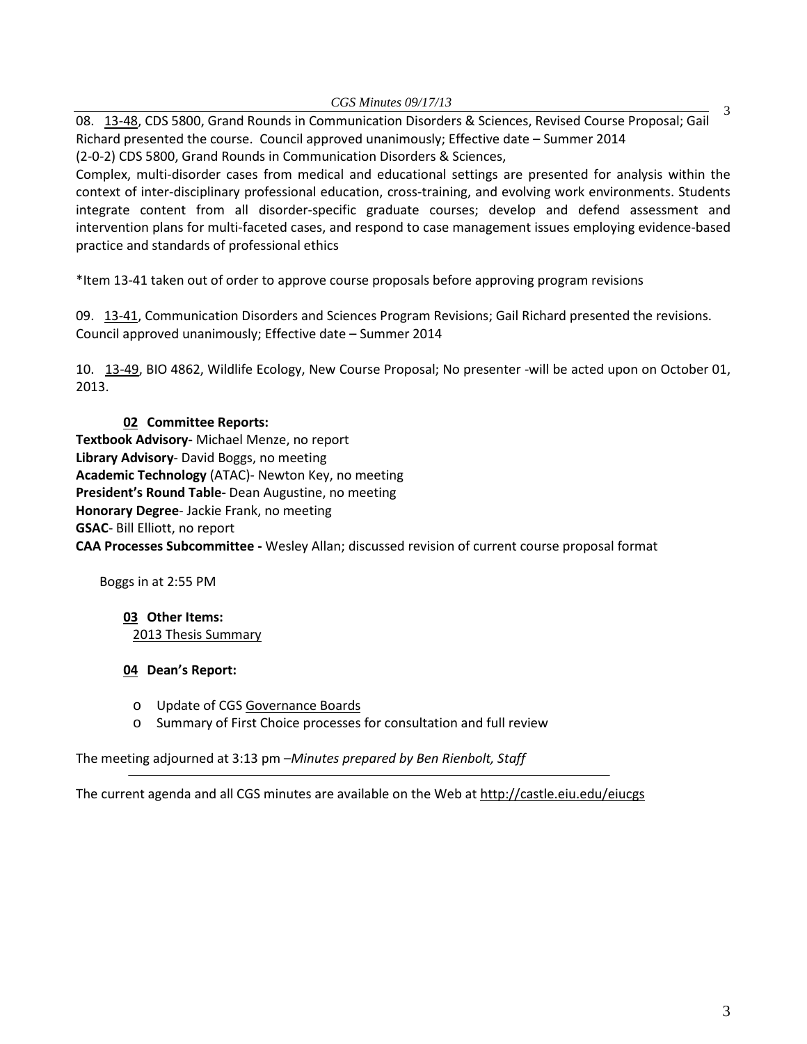08. 13-48, CDS 5800, Grand Rounds in Communication Disorders & Sciences, Revised Course Proposal; Gail Richard presented the course. Council approved unanimously; Effective date – Summer 2014

(2-0-2) CDS 5800, Grand Rounds in Communication Disorders & Sciences,

Complex, multi-disorder cases from medical and educational settings are presented for analysis within the context of inter-disciplinary professional education, cross-training, and evolving work environments. Students integrate content from all disorder-specific graduate courses; develop and defend assessment and intervention plans for multi-faceted cases, and respond to case management issues employing evidence-based practice and standards of professional ethics

*Item 13-41 taken out of order to approve course proposals before approving program revisions

09. 13-41, Communication Disorders and Sciences Program Revisions; Gail Richard presented the revisions. Council approved unanimously; Effective date – Summer 2014

10. 13-49, BIO 4862, Wildlife Ecology, New Course Proposal; No presenter -will be acted upon on October 01, 2013.

**02 Committee Reports:**

**Textbook Advisory-** Michael Menze, no report
**Library Advisory**- David Boggs, no meeting
**Academic Technology** (ATAC)- Newton Key, no meeting
**President's Round Table-** Dean Augustine, no meeting
**Honorary Degree**- Jackie Frank, no meeting
**GSAC**- Bill Elliott, no report
**CAA Processes Subcommittee -** Wesley Allan; discussed revision of current course proposal format

Boggs in at 2:55 PM

**03 Other Items:**

2013 Thesis Summary

**04 Dean's Report:**

- Update of CGS Governance Boards
- Summary of First Choice processes for consultation and full review

The meeting adjourned at 3:13 pm –*Minutes prepared by Ben Rienbolt, Staff*

---

The current agenda and all CGS minutes are available on the Web at http://castle.eiu.edu/eiucgs